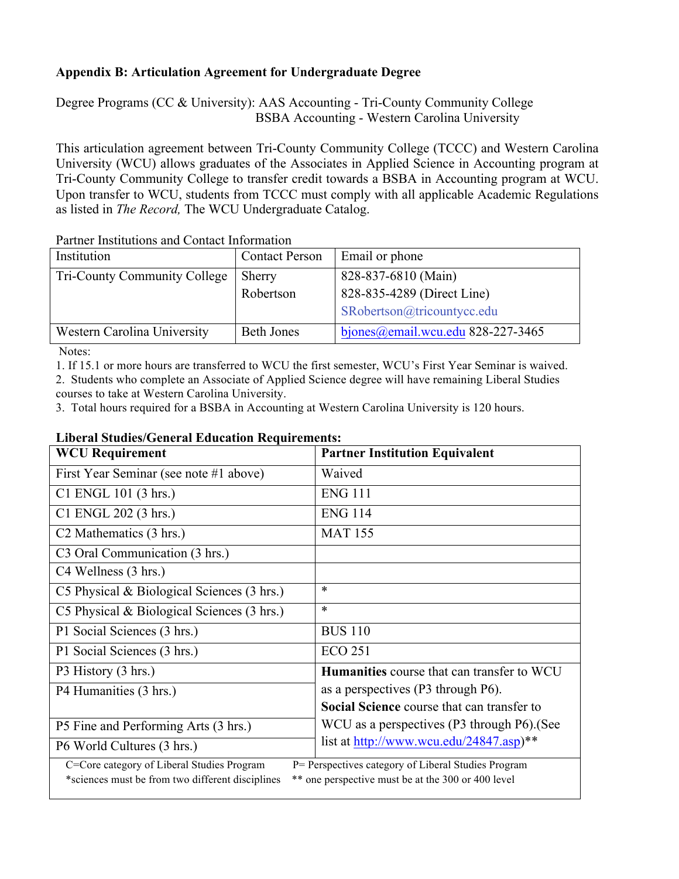**Appendix B: Articulation Agreement for Undergraduate Degree**

Degree Programs (CC & University): AAS Accounting - Tri-County Community College
BSBA Accounting - Western Carolina University

This articulation agreement between Tri-County Community College (TCCC) and Western Carolina University (WCU) allows graduates of the Associates in Applied Science in Accounting program at Tri-County Community College to transfer credit towards a BSBA in Accounting program at WCU. Upon transfer to WCU, students from TCCC must comply with all applicable Academic Regulations as listed in *The Record,* The WCU Undergraduate Catalog.

Partner Institutions and Contact Information

| Institution | Contact Person | Email or phone |
|---|---|---|
| Tri-County Community College | Sherry Robertson | 828-837-6810 (Main)<br>828-835-4289 (Direct Line)<br>SRobertson@tricountycc.edu |
| Western Carolina University | Beth Jones | bjones@email.wcu.edu 828-227-3465 |

Notes:
1. If 15.1 or more hours are transferred to WCU the first semester, WCU's First Year Seminar is waived.
2. Students who complete an Associate of Applied Science degree will have remaining Liberal Studies courses to take at Western Carolina University.
3. Total hours required for a BSBA in Accounting at Western Carolina University is 120 hours.

**Liberal Studies/General Education Requirements:**

| WCU Requirement | Partner Institution Equivalent |
|---|---|
| First Year Seminar (see note #1 above) | Waived |
| C1 ENGL 101 (3 hrs.) | ENG 111 |
| C1 ENGL 202 (3 hrs.) | ENG 114 |
| C2 Mathematics (3 hrs.) | MAT 155 |
| C3 Oral Communication (3 hrs.) | |
| C4 Wellness (3 hrs.) | |
| C5 Physical & Biological Sciences (3 hrs.) | * |
| C5 Physical & Biological Sciences (3 hrs.) | * |
| P1 Social Sciences (3 hrs.) | BUS 110 |
| P1 Social Sciences (3 hrs.) | ECO 251 |
| P3 History (3 hrs.) | **Humanities** course that can transfer to WCU as a perspectives (P3 through P6). **Social Science** course that can transfer to WCU as a perspectives (P3 through P6).(See list at http://www.wcu.edu/24847.asp)** |
| P4 Humanities (3 hrs.) | |
| P5 Fine and Performing Arts (3 hrs.) | |
| P6 World Cultures (3 hrs.) | |

C=Core category of Liberal Studies Program
P= Perspectives category of Liberal Studies Program
*sciences must be from two different disciplines
** one perspective must be at the 300 or 400 level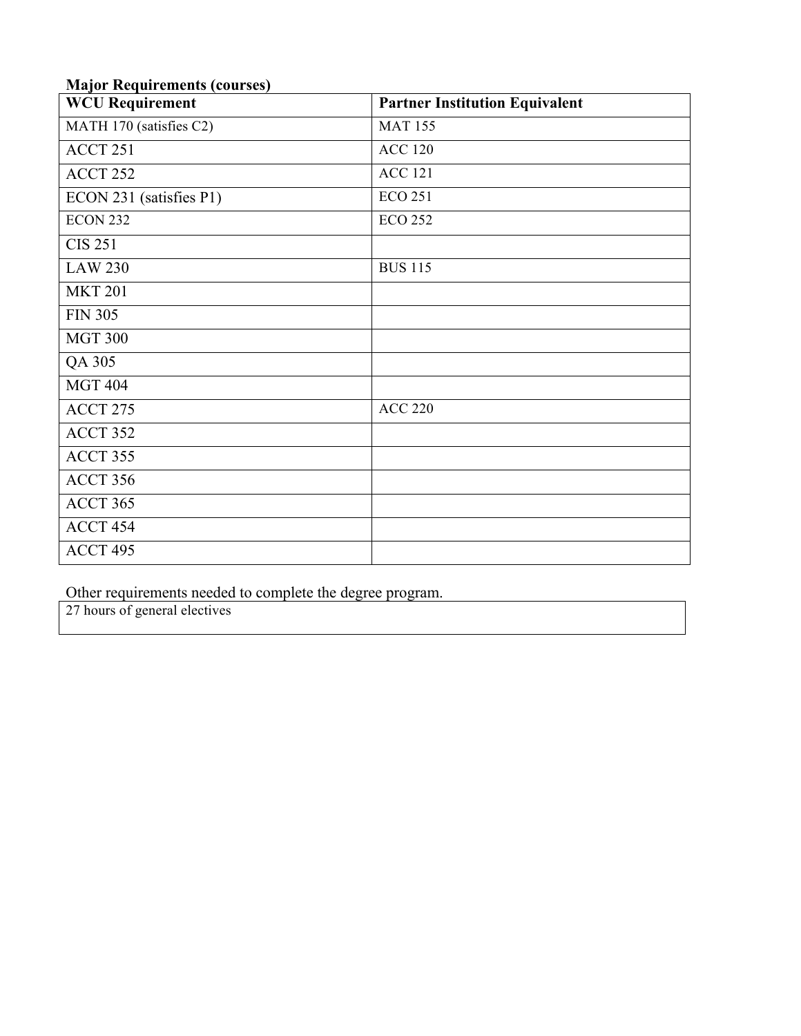**Major Requirements (courses)**

| WCU Requirement | Partner Institution Equivalent |
| --- | --- |
| MATH 170 (satisfies C2) | MAT 155 |
| ACCT 251 | ACC 120 |
| ACCT 252 | ACC 121 |
| ECON 231 (satisfies P1) | ECO 251 |
| ECON 232 | ECO 252 |
| CIS 251 | |
| LAW 230 | BUS 115 |
| MKT 201 | |
| FIN 305 | |
| MGT 300 | |
| QA 305 | |
| MGT 404 | |
| ACCT 275 | ACC 220 |
| ACCT 352 | |
| ACCT 355 | |
| ACCT 356 | |
| ACCT 365 | |
| ACCT 454 | |
| ACCT 495 | |

Other requirements needed to complete the degree program.

| 27 hours of general electives |
| --- |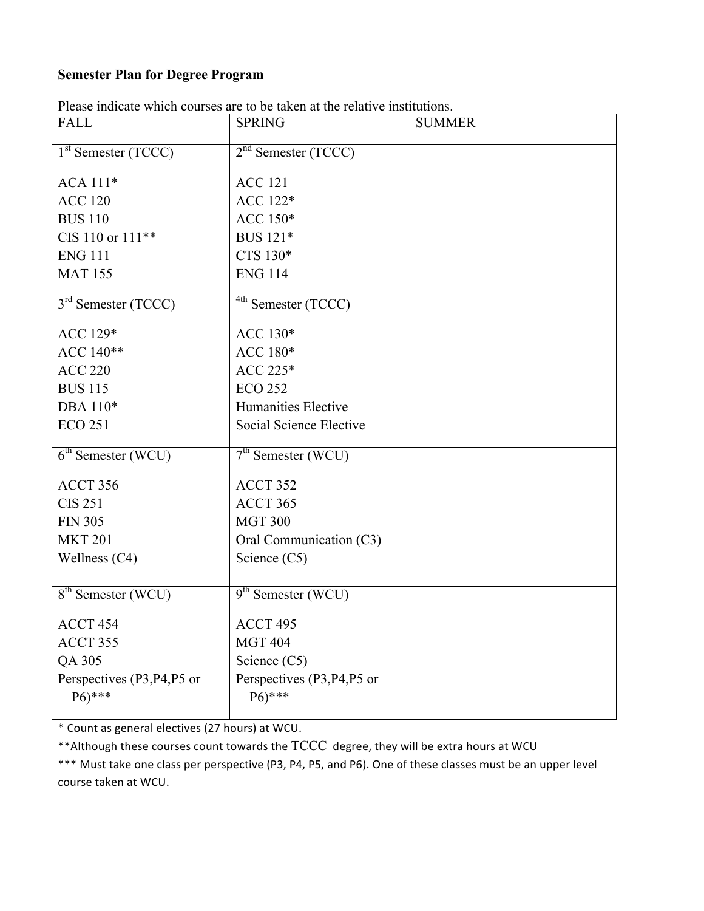**Semester Plan for Degree Program**

Please indicate which courses are to be taken at the relative institutions.

| FALL | SPRING | SUMMER |
|---|---|---|
| 1st Semester (TCCC)<br><br>ACA 111*<br>ACC 120<br>BUS 110<br>CIS 110 or 111**<br>ENG 111<br>MAT 155 | 2nd Semester (TCCC)<br><br>ACC 121<br>ACC 122*<br>ACC 150*<br>BUS 121*<br>CTS 130*<br>ENG 114 | |
| 3rd Semester (TCCC)<br><br>ACC 129*<br>ACC 140**<br>ACC 220<br>BUS 115<br>DBA 110*<br>ECO 251 | 4th Semester (TCCC)<br><br>ACC 130*<br>ACC 180*<br>ACC 225*<br>ECO 252<br>Humanities Elective<br>Social Science Elective | |
| 6th Semester (WCU)<br><br>ACCT 356<br>CIS 251<br>FIN 305<br>MKT 201<br>Wellness (C4) | 7th Semester (WCU)<br><br>ACCT 352<br>ACCT 365<br>MGT 300<br>Oral Communication (C3)<br>Science (C5) | |
| 8th Semester (WCU)<br><br>ACCT 454<br>ACCT 355<br>QA 305<br>Perspectives (P3,P4,P5 or P6)*** | 9th Semester (WCU)<br><br>ACCT 495<br>MGT 404<br>Science (C5)<br>Perspectives (P3,P4,P5 or P6)*** | |

\* Count as general electives (27 hours) at WCU.

**Although these courses count towards the TCCC degree, they will be extra hours at WCU

*** Must take one class per perspective (P3, P4, P5, and P6). One of these classes must be an upper level course taken at WCU.